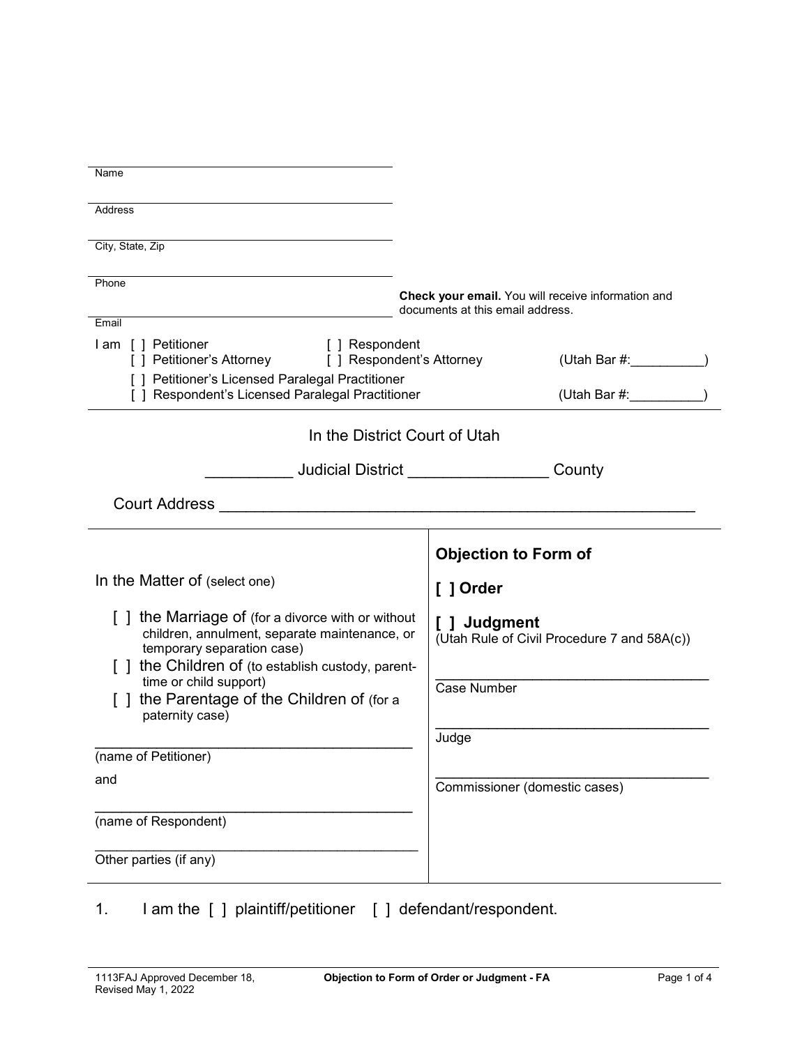Name

Address

City, State, Zip

Phone

Email

**Check your email.** You will receive information and documents at this email address.

I am [ ] Petitioner [ ] Respondent
[ ] Petitioner's Attorney [ ] Respondent's Attorney (Utah Bar #:__________)
[ ] Petitioner's Licensed Paralegal Practitioner
[ ] Respondent's Licensed Paralegal Practitioner (Utah Bar #:__________)

In the District Court of Utah

__________ Judicial District ________________ County

Court Address ________________________________________________________

In the Matter of (select one)

[ ] the Marriage of (for a divorce with or without children, annulment, separate maintenance, or temporary separation case)
[ ] the Children of (to establish custody, parent-time or child support)
[ ] the Parentage of the Children of (for a paternity case)

________________________________________
(name of Petitioner)

and

________________________________________
(name of Respondent)

________________________________________
Other parties (if any)

**Objection to Form of**

**[ ] Order**

**[ ] Judgment**
(Utah Rule of Civil Procedure 7 and 58A(c))

________________________________________
Case Number

________________________________________
Judge

________________________________________
Commissioner (domestic cases)

1. I am the [ ] plaintiff/petitioner [ ] defendant/respondent.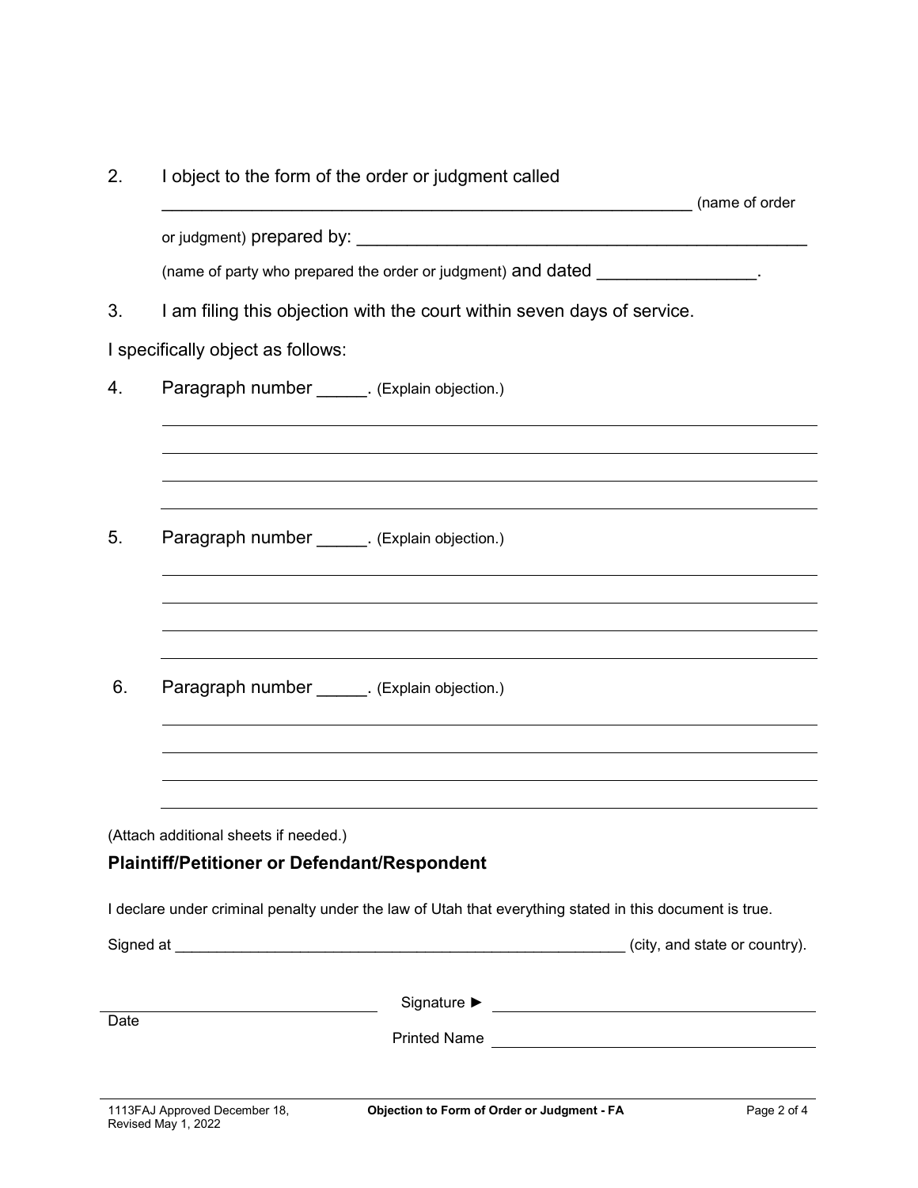2. I object to the form of the order or judgment called ______________________________________________________ (name of order or judgment) prepared by: ______________________________________________ (name of party who prepared the order or judgment) and dated ________________.

3. I am filing this objection with the court within seven days of service.

I specifically object as follows:

4. Paragraph number _____. (Explain objection.)

______________________________________________________________________

______________________________________________________________________

______________________________________________________________________

______________________________________________________________________

5. Paragraph number _____. (Explain objection.)

______________________________________________________________________

______________________________________________________________________

______________________________________________________________________

______________________________________________________________________

6. Paragraph number _____. (Explain objection.)

______________________________________________________________________

______________________________________________________________________

______________________________________________________________________

______________________________________________________________________

(Attach additional sheets if needed.)

**Plaintiff/Petitioner or Defendant/Respondent**

I declare under criminal penalty under the law of Utah that everything stated in this document is true.

Signed at ______________________________________________________ (city, and state or country).

______________________________ Signature ► ______________________________

Date

Printed Name ______________________________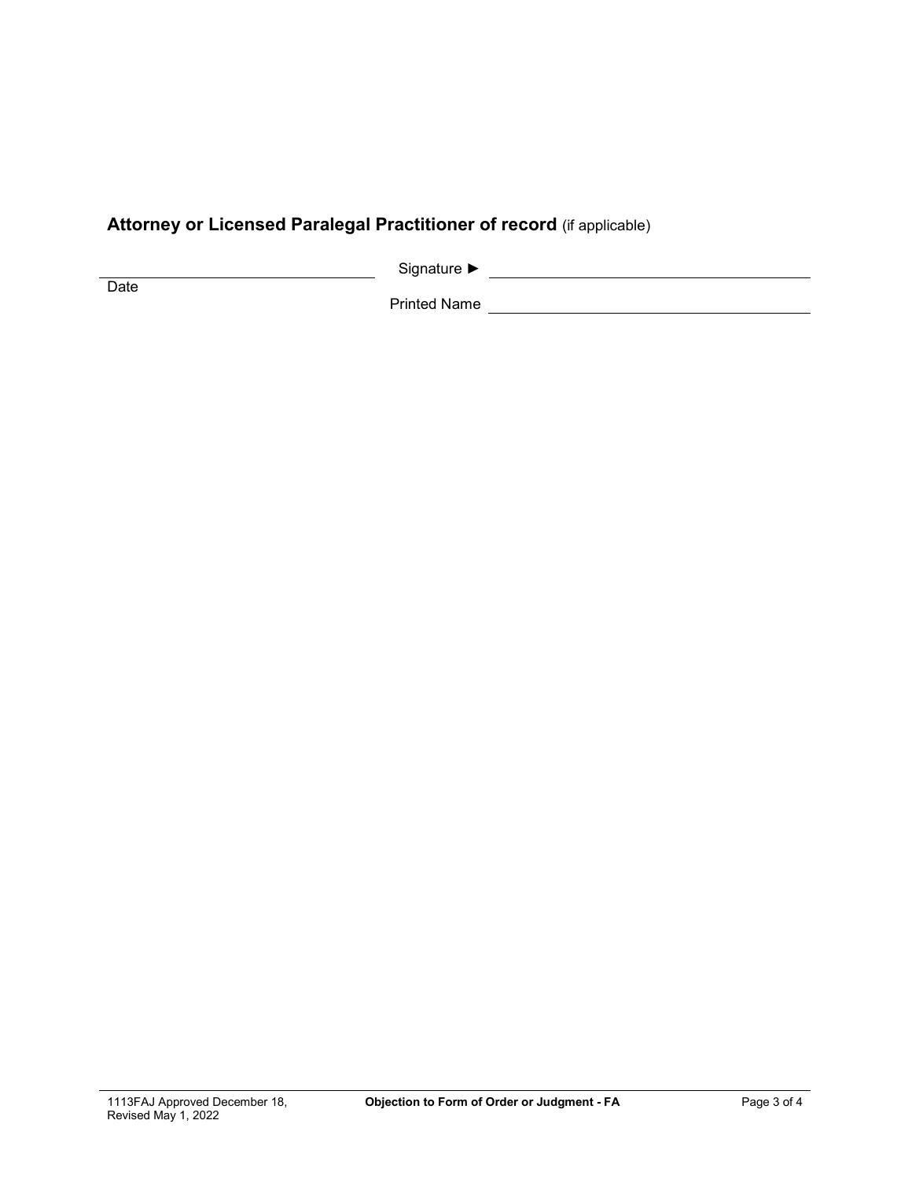**Attorney or Licensed Paralegal Practitioner of record** (if applicable)

| | |
|---|---|
| ______________________________ | Signature ► ______________________________ |
| Date | Printed Name ______________________________ |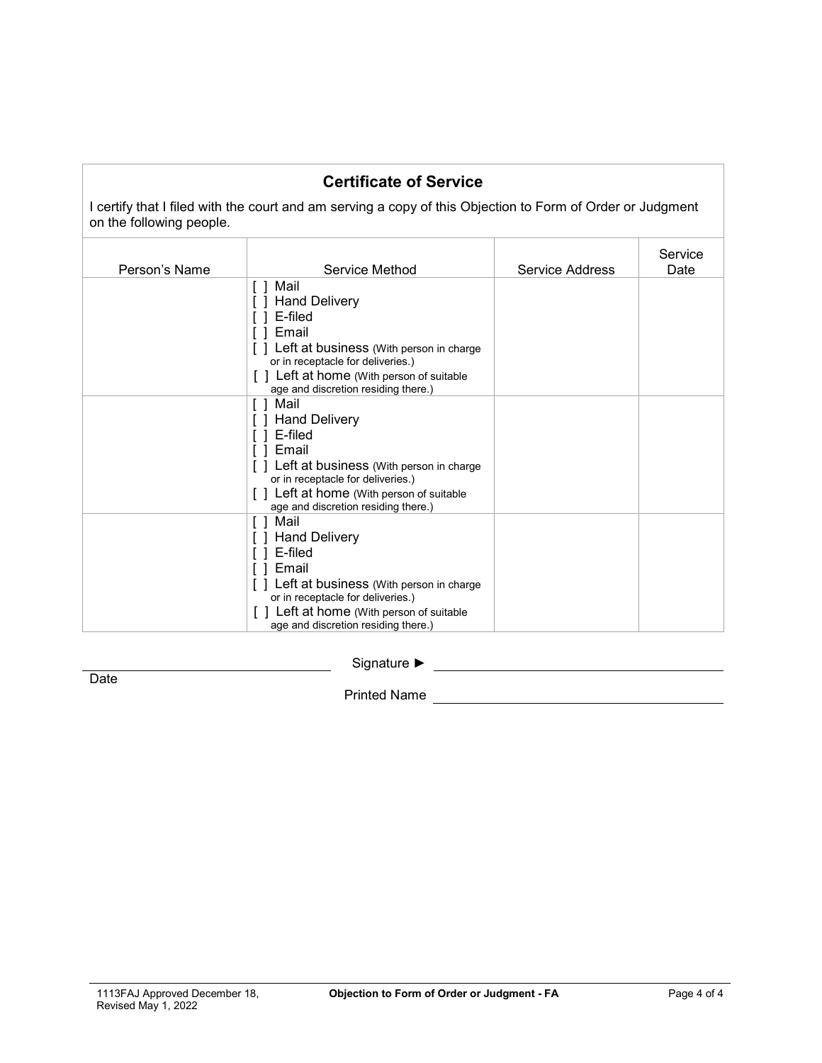## Certificate of Service

I certify that I filed with the court and am serving a copy of this Objection to Form of Order or Judgment on the following people.

| Person's Name | Service Method | Service Address | Service Date |
|---|---|---|---|
| | [ ] Mail<br>[ ] Hand Delivery<br>[ ] E-filed<br>[ ] Email<br>[ ] Left at business (With person in charge or in receptacle for deliveries.)<br>[ ] Left at home (With person of suitable age and discretion residing there.) | | |
| | [ ] Mail<br>[ ] Hand Delivery<br>[ ] E-filed<br>[ ] Email<br>[ ] Left at business (With person in charge or in receptacle for deliveries.)<br>[ ] Left at home (With person of suitable age and discretion residing there.) | | |
| | [ ] Mail<br>[ ] Hand Delivery<br>[ ] E-filed<br>[ ] Email<br>[ ] Left at business (With person in charge or in receptacle for deliveries.)<br>[ ] Left at home (With person of suitable age and discretion residing there.) | | |

_______________________________ Signature ► _______________________________

Date

Printed Name _______________________________

1113FAJ Approved December 18, Revised May 1, 2022

**Objection to Form of Order or Judgment - FA**